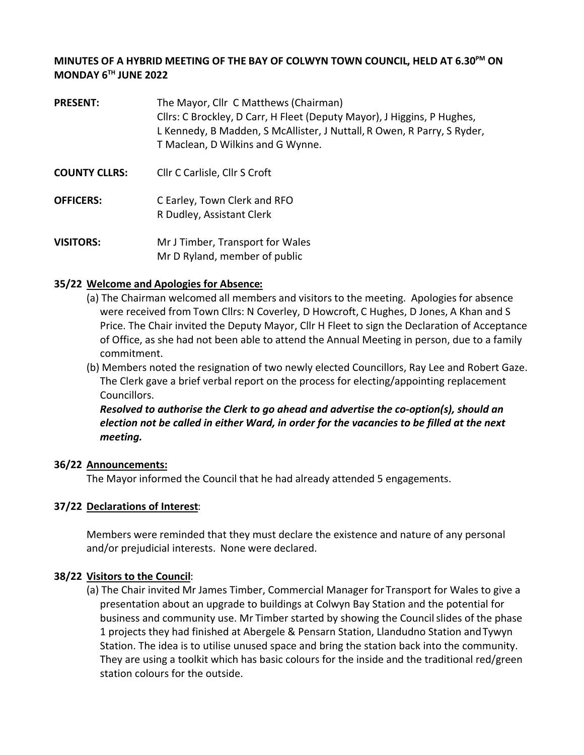# MINUTES OF A HYBRID MEETING OF THE BAY OF COLWYN TOWN COUNCIL, HELD AT 6.30PM ON MONDAY 6TH JUNE 2022

**PRESENT:** The Mayor, Cllr C Matthews (Chairman)
Cllrs: C Brockley, D Carr, H Fleet (Deputy Mayor), J Higgins, P Hughes, L Kennedy, B Madden, S McAllister, J Nuttall, R Owen, R Parry, S Ryder, T Maclean, D Wilkins and G Wynne.

**COUNTY CLLRS:** Cllr C Carlisle, Cllr S Croft

**OFFICERS:** C Earley, Town Clerk and RFO
R Dudley, Assistant Clerk

**VISITORS:** Mr J Timber, Transport for Wales
Mr D Ryland, member of public

## 35/22 Welcome and Apologies for Absence:

(a) The Chairman welcomed all members and visitors to the meeting. Apologies for absence were received from Town Cllrs: N Coverley, D Howcroft, C Hughes, D Jones, A Khan and S Price. The Chair invited the Deputy Mayor, Cllr H Fleet to sign the Declaration of Acceptance of Office, as she had not been able to attend the Annual Meeting in person, due to a family commitment.

(b) Members noted the resignation of two newly elected Councillors, Ray Lee and Robert Gaze. The Clerk gave a brief verbal report on the process for electing/appointing replacement Councillors.

***Resolved to authorise the Clerk to go ahead and advertise the co-option(s), should an election not be called in either Ward, in order for the vacancies to be filled at the next meeting.***

## 36/22 Announcements:

The Mayor informed the Council that he had already attended 5 engagements.

## 37/22 Declarations of Interest:

Members were reminded that they must declare the existence and nature of any personal and/or prejudicial interests. None were declared.

## 38/22 Visitors to the Council:

(a) The Chair invited Mr James Timber, Commercial Manager for Transport for Wales to give a presentation about an upgrade to buildings at Colwyn Bay Station and the potential for business and community use. Mr Timber started by showing the Council slides of the phase 1 projects they had finished at Abergele & Pensarn Station, Llandudno Station and Tywyn Station. The idea is to utilise unused space and bring the station back into the community. They are using a toolkit which has basic colours for the inside and the traditional red/green station colours for the outside.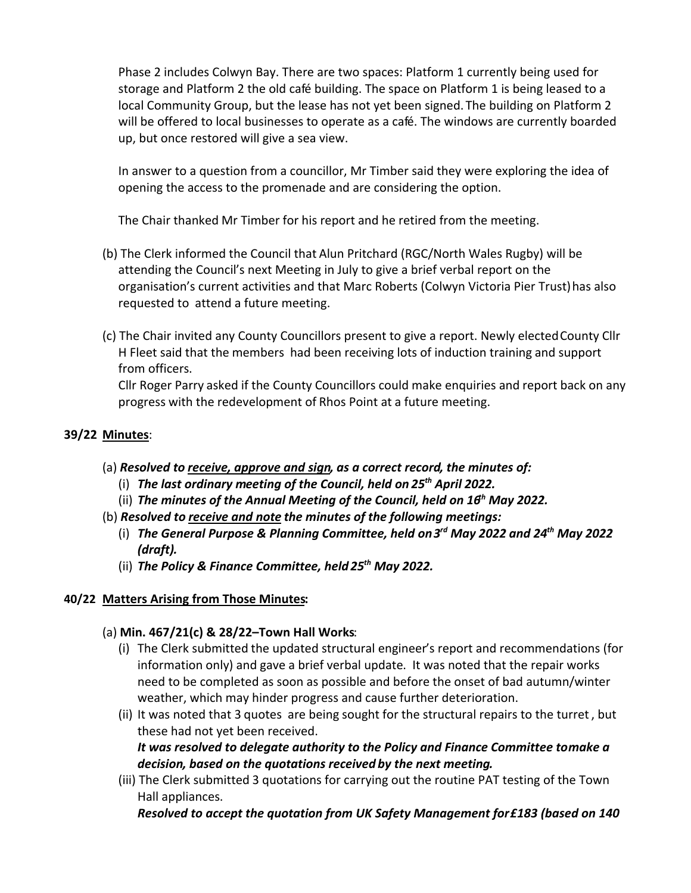Phase 2 includes Colwyn Bay. There are two spaces: Platform 1 currently being used for storage and Platform 2 the old café building. The space on Platform 1 is being leased to a local Community Group, but the lease has not yet been signed. The building on Platform 2 will be offered to local businesses to operate as a café. The windows are currently boarded up, but once restored will give a sea view.

In answer to a question from a councillor, Mr Timber said they were exploring the idea of opening the access to the promenade and are considering the option.

The Chair thanked Mr Timber for his report and he retired from the meeting.

(b) The Clerk informed the Council that Alun Pritchard (RGC/North Wales Rugby) will be attending the Council's next Meeting in July to give a brief verbal report on the organisation's current activities and that Marc Roberts (Colwyn Victoria Pier Trust) has also requested to attend a future meeting.

(c) The Chair invited any County Councillors present to give a report. Newly elected County Cllr H Fleet said that the members had been receiving lots of induction training and support from officers.
Cllr Roger Parry asked if the County Councillors could make enquiries and report back on any progress with the redevelopment of Rhos Point at a future meeting.

**39/22 <u>Minutes</u>**:

(a) ***Resolved to <u>receive, approve and sign</u>, as a correct record, the minutes of:***
  (i) ***The last ordinary meeting of the Council, held on 25th April 2022.***
  (ii) ***The minutes of the Annual Meeting of the Council, held on 16th May 2022.***

(b) ***Resolved to <u>receive and note</u> the minutes of the following meetings:***
  (i) ***The General Purpose & Planning Committee, held on 3rd May 2022 and 24th May 2022 (draft).***
  (ii) ***The Policy & Finance Committee, held 25th May 2022.***

**40/22 <u>Matters Arising from Those Minutes</u>:**

(a) **Min. 467/21(c) & 28/22–Town Hall Works**:
  (i) The Clerk submitted the updated structural engineer's report and recommendations (for information only) and gave a brief verbal update. It was noted that the repair works need to be completed as soon as possible and before the onset of bad autumn/winter weather, which may hinder progress and cause further deterioration.
  (ii) It was noted that 3 quotes are being sought for the structural repairs to the turret, but these had not yet been received.
  ***It was resolved to delegate authority to the Policy and Finance Committee to make a decision, based on the quotations received by the next meeting.***
  (iii) The Clerk submitted 3 quotations for carrying out the routine PAT testing of the Town Hall appliances.
  ***Resolved to accept the quotation from UK Safety Management for £183 (based on 140***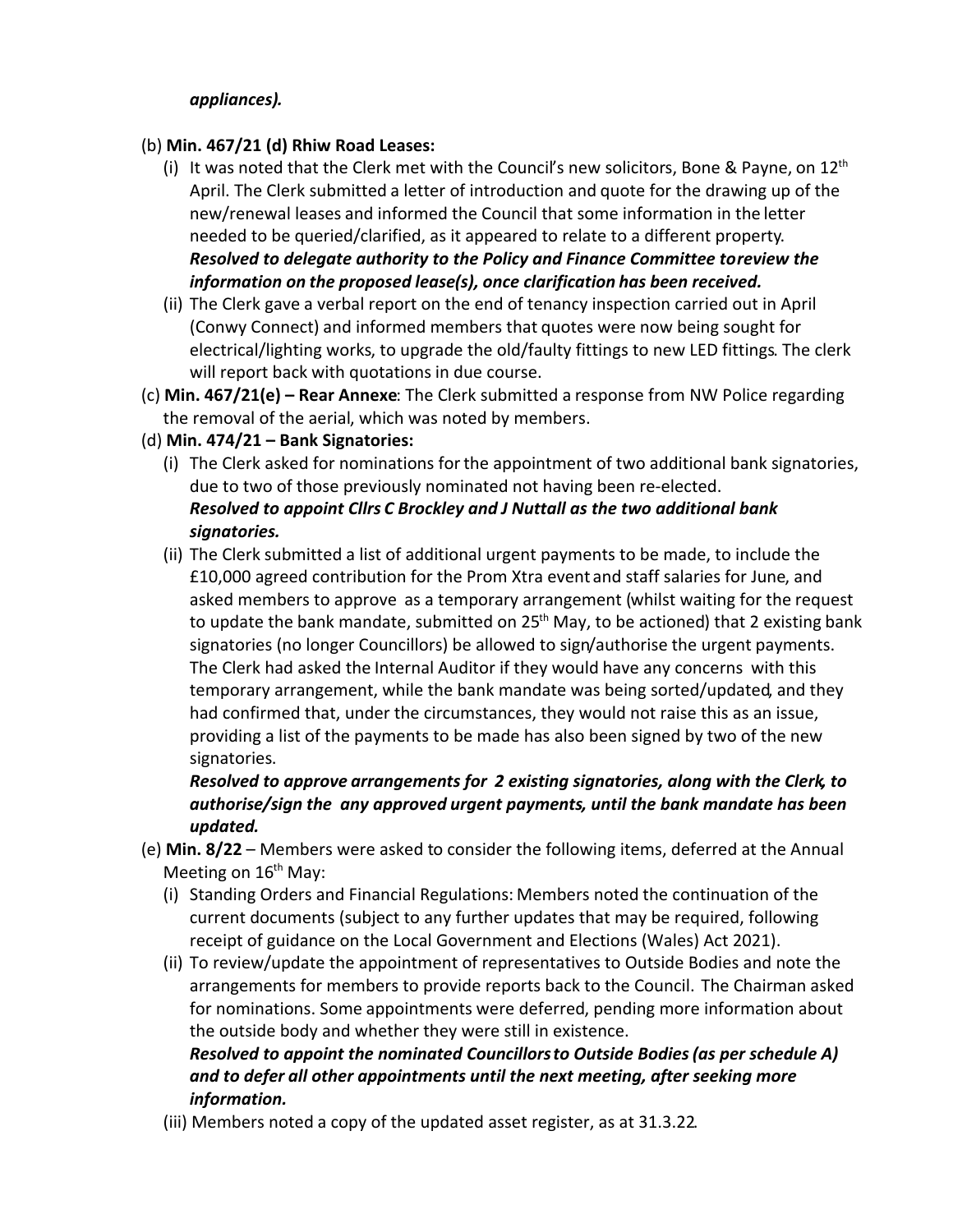***appliances).***

(b) **Min. 467/21 (d) Rhiw Road Leases:**

(i) It was noted that the Clerk met with the Council's new solicitors, Bone & Payne, on 12th April. The Clerk submitted a letter of introduction and quote for the drawing up of the new/renewal leases and informed the Council that some information in the letter needed to be queried/clarified, as it appeared to relate to a different property. ***Resolved to delegate authority to the Policy and Finance Committee toreview the information on the proposed lease(s), once clarification has been received.***

(ii) The Clerk gave a verbal report on the end of tenancy inspection carried out in April (Conwy Connect) and informed members that quotes were now being sought for electrical/lighting works, to upgrade the old/faulty fittings to new LED fittings. The clerk will report back with quotations in due course.

(c) **Min. 467/21(e) – Rear Annexe**: The Clerk submitted a response from NW Police regarding the removal of the aerial, which was noted by members.

(d) **Min. 474/21 – Bank Signatories:**

(i) The Clerk asked for nominations for the appointment of two additional bank signatories, due to two of those previously nominated not having been re-elected. ***Resolved to appoint Cllrs C Brockley and J Nuttall as the two additional bank signatories.***

(ii) The Clerk submitted a list of additional urgent payments to be made, to include the £10,000 agreed contribution for the Prom Xtra event and staff salaries for June, and asked members to approve as a temporary arrangement (whilst waiting for the request to update the bank mandate, submitted on 25th May, to be actioned) that 2 existing bank signatories (no longer Councillors) be allowed to sign/authorise the urgent payments. The Clerk had asked the Internal Auditor if they would have any concerns with this temporary arrangement, while the bank mandate was being sorted/updated, and they had confirmed that, under the circumstances, they would not raise this as an issue, providing a list of the payments to be made has also been signed by two of the new signatories.

***Resolved to approve arrangements for 2 existing signatories, along with the Clerk, to authorise/sign the any approved urgent payments, until the bank mandate has been updated.***

(e) **Min. 8/22** – Members were asked to consider the following items, deferred at the Annual Meeting on 16th May:

(i) Standing Orders and Financial Regulations: Members noted the continuation of the current documents (subject to any further updates that may be required, following receipt of guidance on the Local Government and Elections (Wales) Act 2021).

(ii) To review/update the appointment of representatives to Outside Bodies and note the arrangements for members to provide reports back to the Council. The Chairman asked for nominations. Some appointments were deferred, pending more information about the outside body and whether they were still in existence.

***Resolved to appoint the nominated Councillorsto Outside Bodies (as per schedule A) and to defer all other appointments until the next meeting, after seeking more information.***

(iii) Members noted a copy of the updated asset register, as at 31.3.22.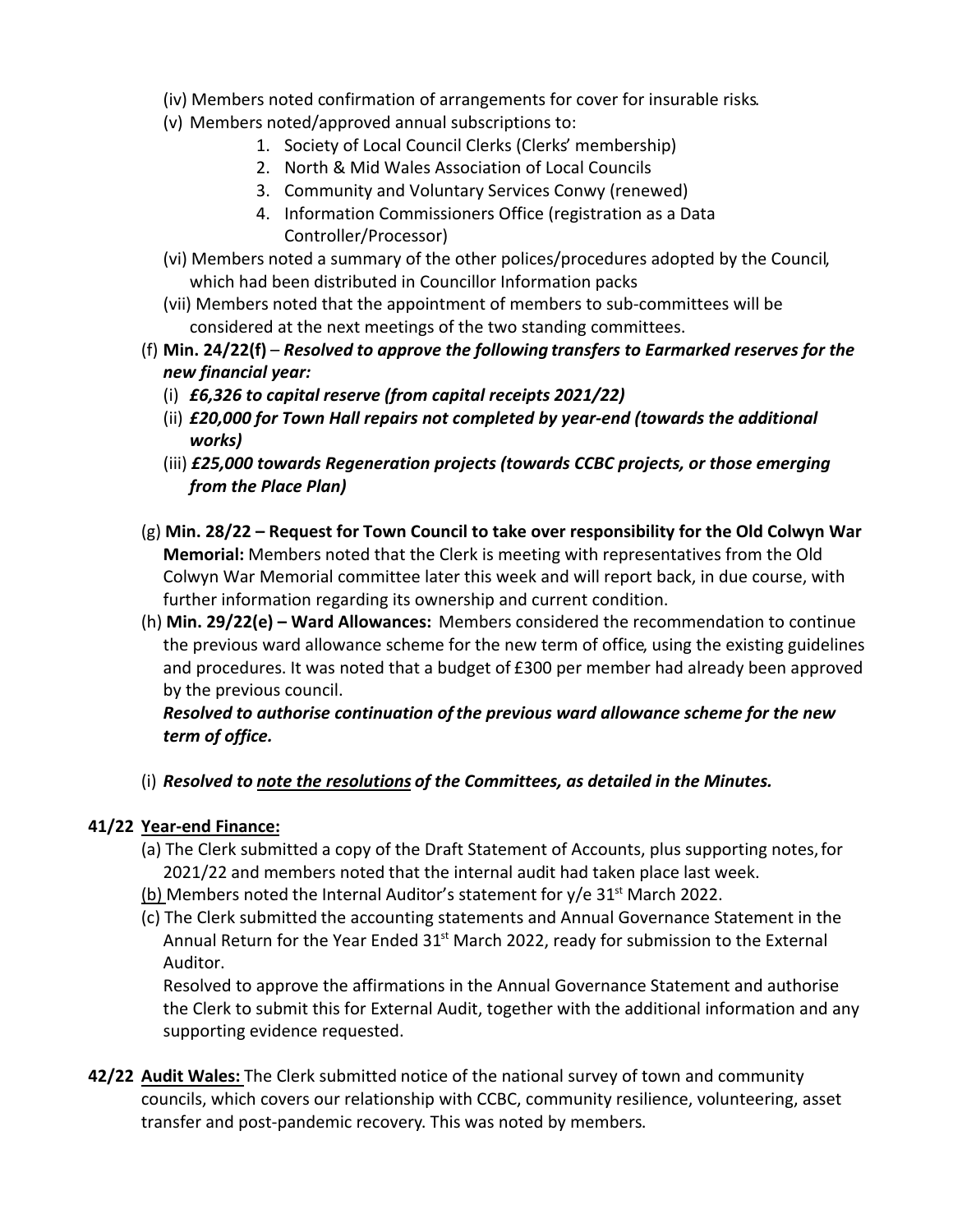(iv) Members noted confirmation of arrangements for cover for insurable risks.

(v) Members noted/approved annual subscriptions to:

1. Society of Local Council Clerks (Clerks' membership)
2. North & Mid Wales Association of Local Councils
3. Community and Voluntary Services Conwy (renewed)
4. Information Commissioners Office (registration as a Data Controller/Processor)

(vi) Members noted a summary of the other polices/procedures adopted by the Council, which had been distributed in Councillor Information packs

(vii) Members noted that the appointment of members to sub-committees will be considered at the next meetings of the two standing committees.

(f) **Min. 24/22(f)** – ***Resolved to approve the following transfers to Earmarked reserves for the new financial year:***

(i) ***£6,326 to capital reserve (from capital receipts 2021/22)***

(ii) ***£20,000 for Town Hall repairs not completed by year-end (towards the additional works)***

(iii) ***£25,000 towards Regeneration projects (towards CCBC projects, or those emerging from the Place Plan)***

(g) **Min. 28/22 – Request for Town Council to take over responsibility for the Old Colwyn War Memorial:** Members noted that the Clerk is meeting with representatives from the Old Colwyn War Memorial committee later this week and will report back, in due course, with further information regarding its ownership and current condition.

(h) **Min. 29/22(e) – Ward Allowances:** Members considered the recommendation to continue the previous ward allowance scheme for the new term of office, using the existing guidelines and procedures. It was noted that a budget of £300 per member had already been approved by the previous council.

***Resolved to authorise continuation of the previous ward allowance scheme for the new term of office.***

(i) ***Resolved to <u>note the resolutions</u> of the Committees, as detailed in the Minutes.***

**41/22 <u>Year-end Finance:</u>**

(a) The Clerk submitted a copy of the Draft Statement of Accounts, plus supporting notes, for 2021/22 and members noted that the internal audit had taken place last week.

<u>(b)</u> Members noted the Internal Auditor's statement for y/e 31st March 2022.

(c) The Clerk submitted the accounting statements and Annual Governance Statement in the Annual Return for the Year Ended 31st March 2022, ready for submission to the External Auditor.

Resolved to approve the affirmations in the Annual Governance Statement and authorise the Clerk to submit this for External Audit, together with the additional information and any supporting evidence requested.

**42/22 <u>Audit Wales:</u>** The Clerk submitted notice of the national survey of town and community councils, which covers our relationship with CCBC, community resilience, volunteering, asset transfer and post-pandemic recovery. This was noted by members.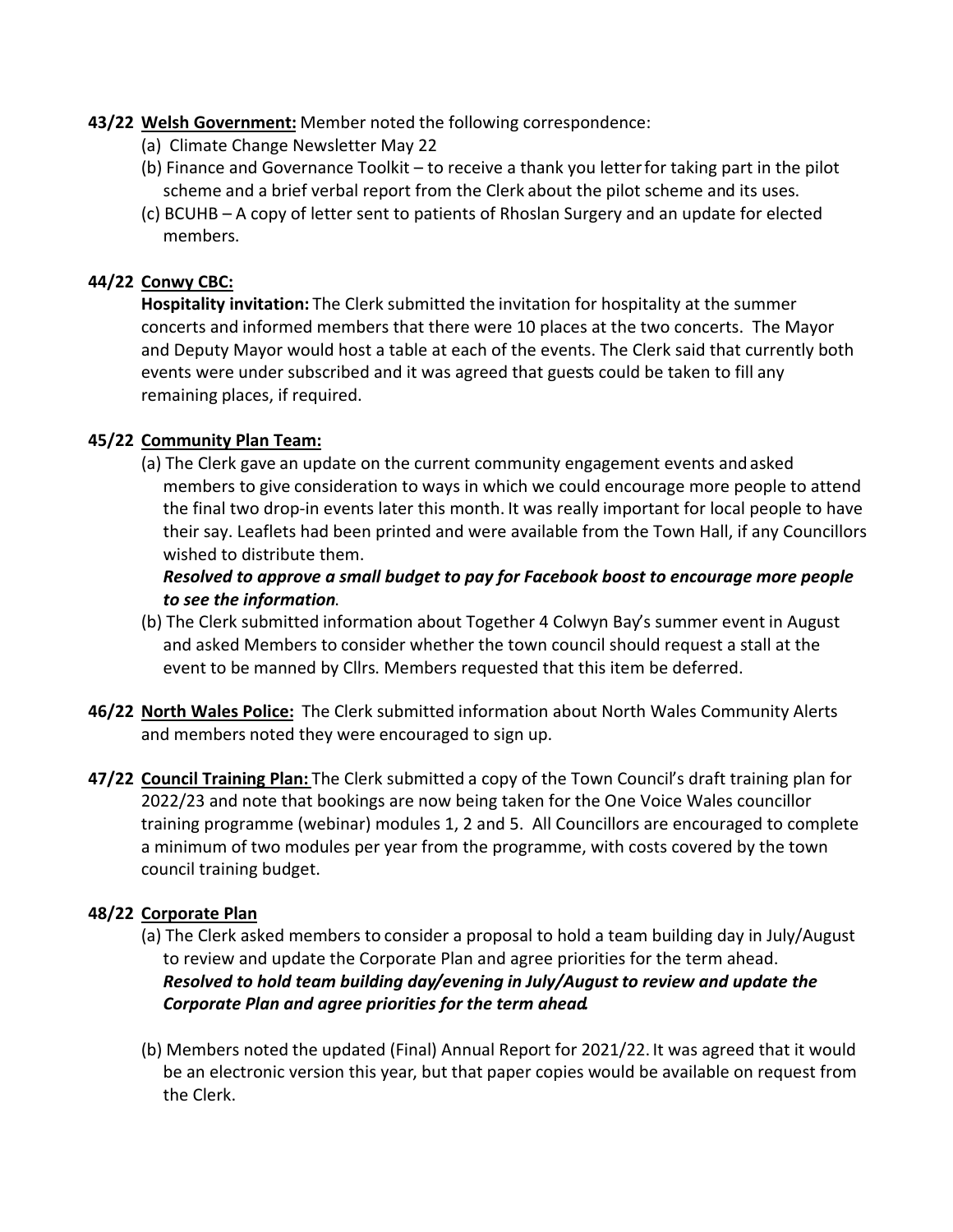**43/22** **Welsh Government:** Member noted the following correspondence:

(a) Climate Change Newsletter May 22

(b) Finance and Governance Toolkit – to receive a thank you letter for taking part in the pilot scheme and a brief verbal report from the Clerk about the pilot scheme and its uses.

(c) BCUHB – A copy of letter sent to patients of Rhoslan Surgery and an update for elected members.

**44/22** **Conwy CBC:**

**Hospitality invitation:** The Clerk submitted the invitation for hospitality at the summer concerts and informed members that there were 10 places at the two concerts. The Mayor and Deputy Mayor would host a table at each of the events. The Clerk said that currently both events were under subscribed and it was agreed that guests could be taken to fill any remaining places, if required.

**45/22** **Community Plan Team:**

(a) The Clerk gave an update on the current community engagement events and asked members to give consideration to ways in which we could encourage more people to attend the final two drop-in events later this month. It was really important for local people to have their say. Leaflets had been printed and were available from the Town Hall, if any Councillors wished to distribute them.

***Resolved to approve a small budget to pay for Facebook boost to encourage more people to see the information.***

(b) The Clerk submitted information about Together 4 Colwyn Bay's summer event in August and asked Members to consider whether the town council should request a stall at the event to be manned by Cllrs. Members requested that this item be deferred.

**46/22** **North Wales Police:** The Clerk submitted information about North Wales Community Alerts and members noted they were encouraged to sign up.

**47/22** **Council Training Plan:** The Clerk submitted a copy of the Town Council's draft training plan for 2022/23 and note that bookings are now being taken for the One Voice Wales councillor training programme (webinar) modules 1, 2 and 5. All Councillors are encouraged to complete a minimum of two modules per year from the programme, with costs covered by the town council training budget.

**48/22** **Corporate Plan**

(a) The Clerk asked members to consider a proposal to hold a team building day in July/August to review and update the Corporate Plan and agree priorities for the term ahead.

***Resolved to hold team building day/evening in July/August to review and update the Corporate Plan and agree priorities for the term ahead.***

(b) Members noted the updated (Final) Annual Report for 2021/22. It was agreed that it would be an electronic version this year, but that paper copies would be available on request from the Clerk.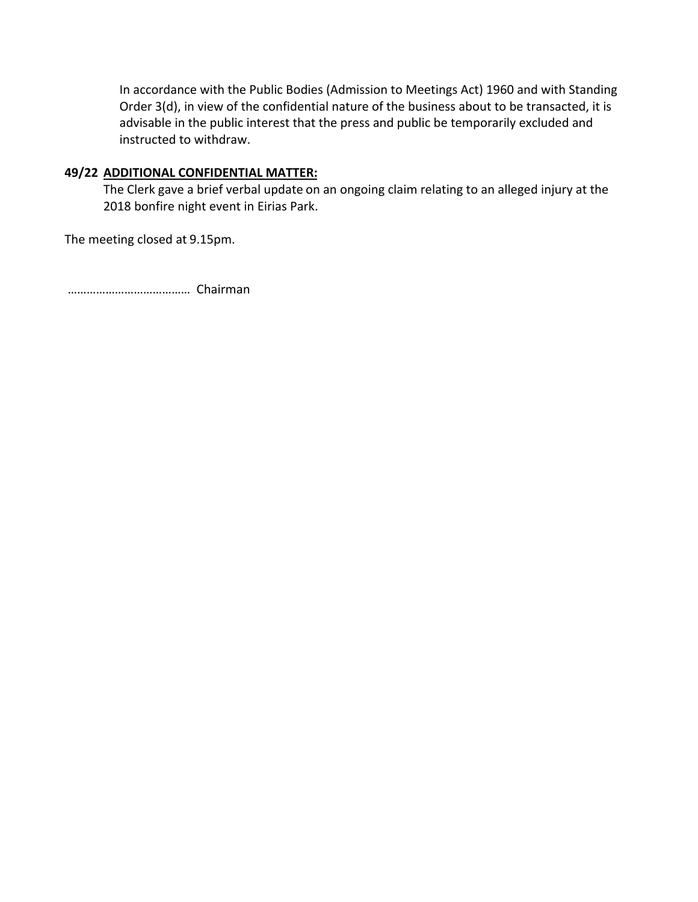In accordance with the Public Bodies (Admission to Meetings Act) 1960 and with Standing Order 3(d), in view of the confidential nature of the business about to be transacted, it is advisable in the public interest that the press and public be temporarily excluded and instructed to withdraw.

**49/22 ADDITIONAL CONFIDENTIAL MATTER:**

The Clerk gave a brief verbal update on an ongoing claim relating to an alleged injury at the 2018 bonfire night event in Eirias Park.

The meeting closed at 9.15pm.

……………………………… Chairman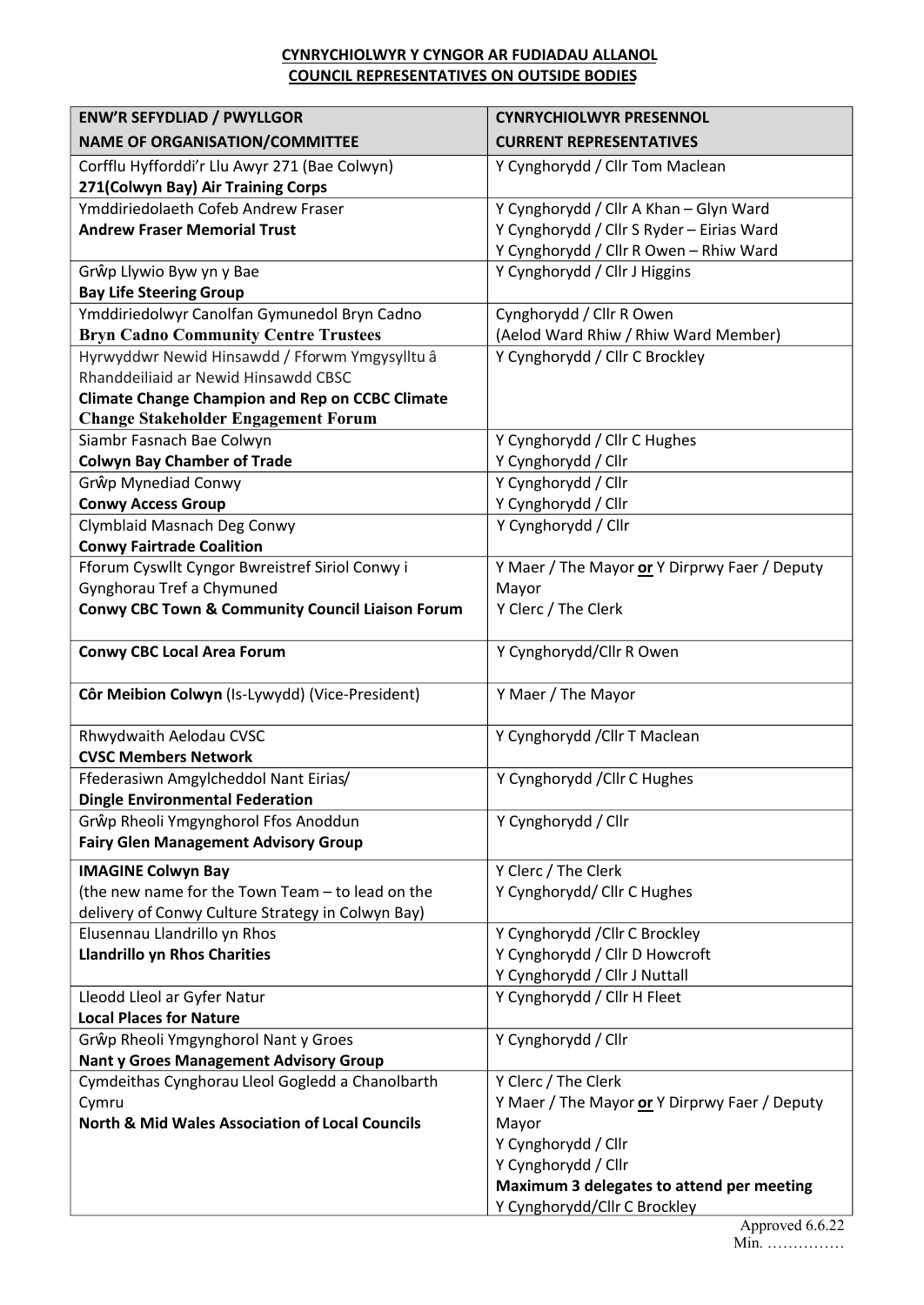**CYNRYCHIOLWYR Y CYNGOR AR FUDIADAU ALLANOL**
**COUNCIL REPRESENTATIVES ON OUTSIDE BODIES**

| ENW'R SEFYDLIAD / PWYLLGOR<br>NAME OF ORGANISATION/COMMITTEE | CYNRYCHIOLWYR PRESENNOL<br>CURRENT REPRESENTATIVES |
|---|---|
| Corfflu Hyfforddi'r Llu Awyr 271 (Bae Colwyn)<br>**271(Colwyn Bay) Air Training Corps** | Y Cynghorydd / Cllr Tom Maclean |
| Ymddiriedolaeth Cofeb Andrew Fraser<br>**Andrew Fraser Memorial Trust** | Y Cynghorydd / Cllr A Khan – Glyn Ward<br>Y Cynghorydd / Cllr S Ryder – Eirias Ward<br>Y Cynghorydd / Cllr R Owen – Rhiw Ward |
| Grŵp Llywio Byw yn y Bae<br>**Bay Life Steering Group** | Y Cynghorydd / Cllr J Higgins |
| Ymddiriedolwyr Canolfan Gymunedol Bryn Cadno<br>**Bryn Cadno Community Centre Trustees** | Cynghorydd / Cllr R Owen<br>(Aelod Ward Rhiw / Rhiw Ward Member) |
| Hyrwyddwr Newid Hinsawdd / Fforwm Ymgysylltu â Rhanddeiliaid ar Newid Hinsawdd CBSC<br>**Climate Change Champion and Rep on CCBC Climate Change Stakeholder Engagement Forum** | Y Cynghorydd / Cllr C Brockley |
| Siambr Fasnach Bae Colwyn<br>**Colwyn Bay Chamber of Trade** | Y Cynghorydd / Cllr C Hughes<br>Y Cynghorydd / Cllr |
| Grŵp Mynediad Conwy<br>**Conwy Access Group** | Y Cynghorydd / Cllr<br>Y Cynghorydd / Cllr |
| Clymblaid Masnach Deg Conwy<br>**Conwy Fairtrade Coalition** | Y Cynghorydd / Cllr |
| Fforum Cyswllt Cyngor Bwreistref Siriol Conwy i Gynghorau Tref a Chymuned<br>**Conwy CBC Town & Community Council Liaison Forum** | Y Maer / The Mayor **or** Y Dirprwy Faer / Deputy Mayor<br>Y Clerc / The Clerk |
| **Conwy CBC Local Area Forum** | Y Cynghorydd/Cllr R Owen |
| **Côr Meibion Colwyn** (Is-Lywydd) (Vice-President) | Y Maer / The Mayor |
| Rhwydwaith Aelodau CVSC<br>**CVSC Members Network** | Y Cynghorydd /Cllr T Maclean |
| Ffederasiwn Amgylcheddol Nant Eirias/<br>**Dingle Environmental Federation** | Y Cynghorydd /Cllr C Hughes |
| Grŵp Rheoli Ymgynghorol Ffos Anoddun<br>**Fairy Glen Management Advisory Group** | Y Cynghorydd / Cllr |
| **IMAGINE Colwyn Bay**<br>(the new name for the Town Team – to lead on the delivery of Conwy Culture Strategy in Colwyn Bay) | Y Clerc / The Clerk<br>Y Cynghorydd/ Cllr C Hughes |
| Elusennau Llandrillo yn Rhos<br>**Llandrillo yn Rhos Charities** | Y Cynghorydd /Cllr C Brockley<br>Y Cynghorydd / Cllr D Howcroft<br>Y Cynghorydd / Cllr J Nuttall |
| Lleodd Lleol ar Gyfer Natur<br>**Local Places for Nature** | Y Cynghorydd / Cllr H Fleet |
| Grŵp Rheoli Ymgynghorol Nant y Groes<br>**Nant y Groes Management Advisory Group** | Y Cynghorydd / Cllr |
| Cymdeithas Cynghorau Lleol Gogledd a Chanolbarth Cymru<br>**North & Mid Wales Association of Local Councils** | Y Clerc / The Clerk<br>Y Maer / The Mayor **or** Y Dirprwy Faer / Deputy Mayor<br>Y Cynghorydd / Cllr<br>Y Cynghorydd / Cllr<br>**Maximum 3 delegates to attend per meeting**<br>Y Cynghorydd/Cllr C Brockley |

Approved 6.6.22
Min. ……………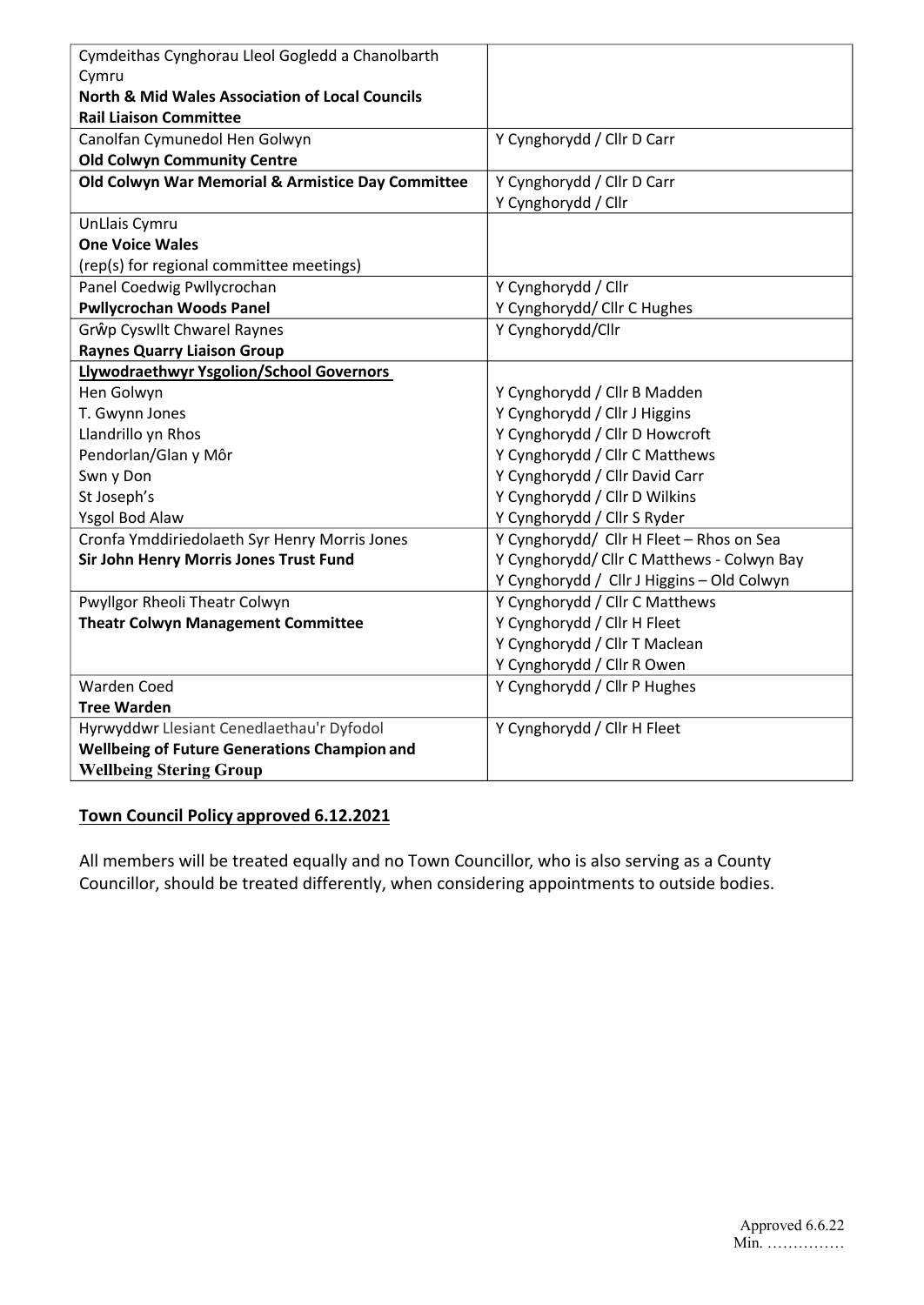| | |
|---|---|
| Cymdeithas Cynghorau Lleol Gogledd a Chanolbarth Cymru<br>**North & Mid Wales Association of Local Councils Rail Liaison Committee** | |
| Canolfan Cymunedol Hen Golwyn<br>**Old Colwyn Community Centre** | Y Cynghorydd / Cllr D Carr |
| **Old Colwyn War Memorial & Armistice Day Committee** | Y Cynghorydd / Cllr D Carr<br>Y Cynghorydd / Cllr |
| UnLlais Cymru<br>**One Voice Wales**<br>(rep(s) for regional committee meetings) | |
| Panel Coedwig Pwllycrochan<br>**Pwllycrochan Woods Panel** | Y Cynghorydd / Cllr<br>Y Cynghorydd/ Cllr C Hughes |
| Grŵp Cyswllt Chwarel Raynes<br>**Raynes Quarry Liaison Group** | Y Cynghorydd/Cllr |
| **Llywodraethwyr Ysgolion/School Governors**<br>Hen Golwyn<br>T. Gwynn Jones<br>Llandrillo yn Rhos<br>Pendorlan/Glan y Môr<br>Swn y Don<br>St Joseph's<br>Ysgol Bod Alaw | <br>Y Cynghorydd / Cllr B Madden<br>Y Cynghorydd / Cllr J Higgins<br>Y Cynghorydd / Cllr D Howcroft<br>Y Cynghorydd / Cllr C Matthews<br>Y Cynghorydd / Cllr David Carr<br>Y Cynghorydd / Cllr D Wilkins<br>Y Cynghorydd / Cllr S Ryder |
| Cronfa Ymddiriedolaeth Syr Henry Morris Jones<br>**Sir John Henry Morris Jones Trust Fund** | Y Cynghorydd/ Cllr H Fleet – Rhos on Sea<br>Y Cynghorydd/ Cllr C Matthews - Colwyn Bay<br>Y Cynghorydd / Cllr J Higgins – Old Colwyn |
| Pwyllgor Rheoli Theatr Colwyn<br>**Theatr Colwyn Management Committee** | Y Cynghorydd / Cllr C Matthews<br>Y Cynghorydd / Cllr H Fleet<br>Y Cynghorydd / Cllr T Maclean<br>Y Cynghorydd / Cllr R Owen |
| Warden Coed<br>**Tree Warden** | Y Cynghorydd / Cllr P Hughes |
| Hyrwyddwr Llesiant Cenedlaethau'r Dyfodol<br>**Wellbeing of Future Generations Champion and Wellbeing Stering Group** | Y Cynghorydd / Cllr H Fleet |

**<u>Town Council Policy approved 6.12.2021</u>**

All members will be treated equally and no Town Councillor, who is also serving as a County Councillor, should be treated differently, when considering appointments to outside bodies.

Approved 6.6.22
Min. ……………